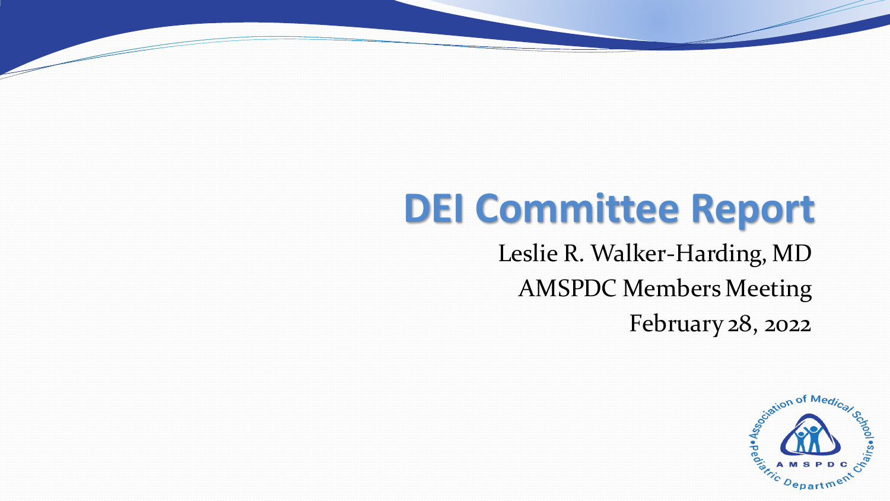# DEI Committee Report

Leslie R. Walker-Harding, MD

AMSPDC Members Meeting

February 28, 2022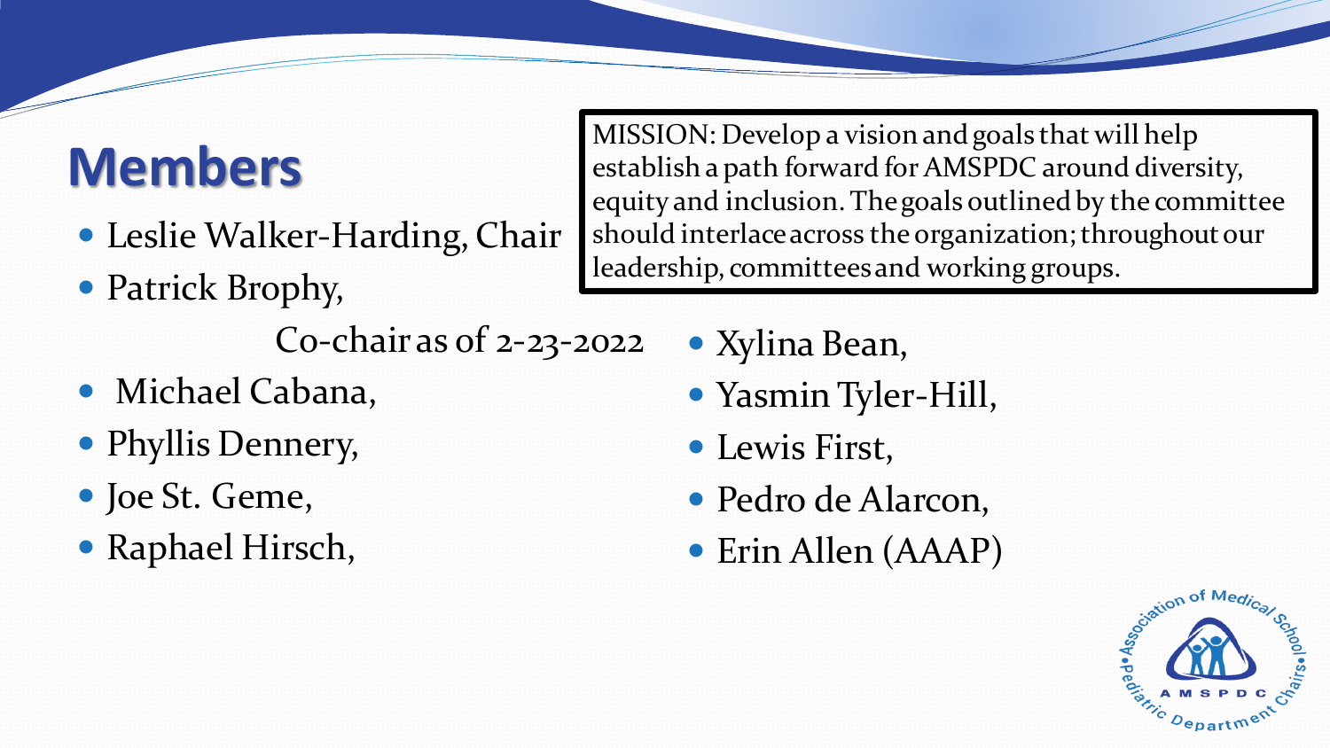## Members

MISSION: Develop a vision and goals that will help establish a path forward for AMSPDC around diversity, equity and inclusion. The goals outlined by the committee should interlace across the organization; throughout our leadership, committees and working groups.

- Leslie Walker-Harding, Chair
- Patrick Brophy,
  Co-chair as of 2-23-2022
- Michael Cabana,
- Phyllis Dennery,
- Joe St. Geme,
- Raphael Hirsch,
- Xylina Bean,
- Yasmin Tyler-Hill,
- Lewis First,
- Pedro de Alarcon,
- Erin Allen (AAAP)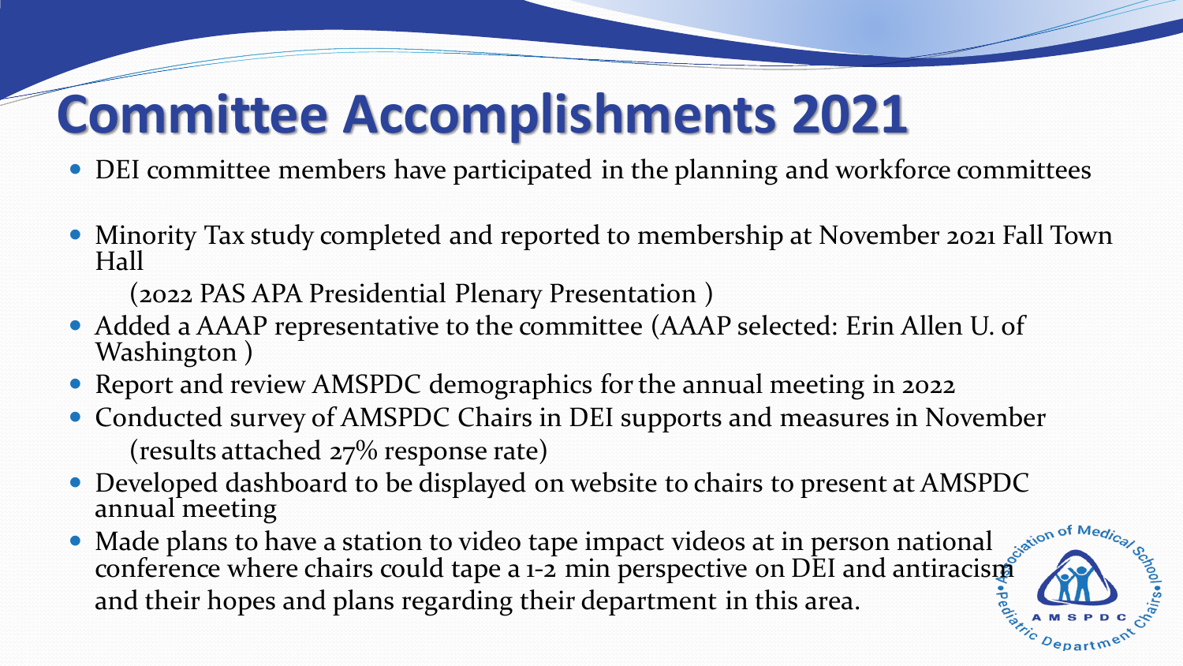# Committee Accomplishments 2021

- DEI committee members have participated in the planning and workforce committees
- Minority Tax study completed and reported to membership at November 2021 Fall Town Hall

  (2022 PAS APA Presidential Plenary Presentation )
- Added a AAAP representative to the committee (AAAP selected: Erin Allen U. of Washington )
- Report and review AMSPDC demographics for the annual meeting in 2022
- Conducted survey of AMSPDC Chairs in DEI supports and measures in November

  (results attached 27% response rate)
- Developed dashboard to be displayed on website to chairs to present at AMSPDC annual meeting
- Made plans to have a station to video tape impact videos at in person national conference where chairs could tape a 1-2 min perspective on DEI and antiracism and their hopes and plans regarding their department in this area.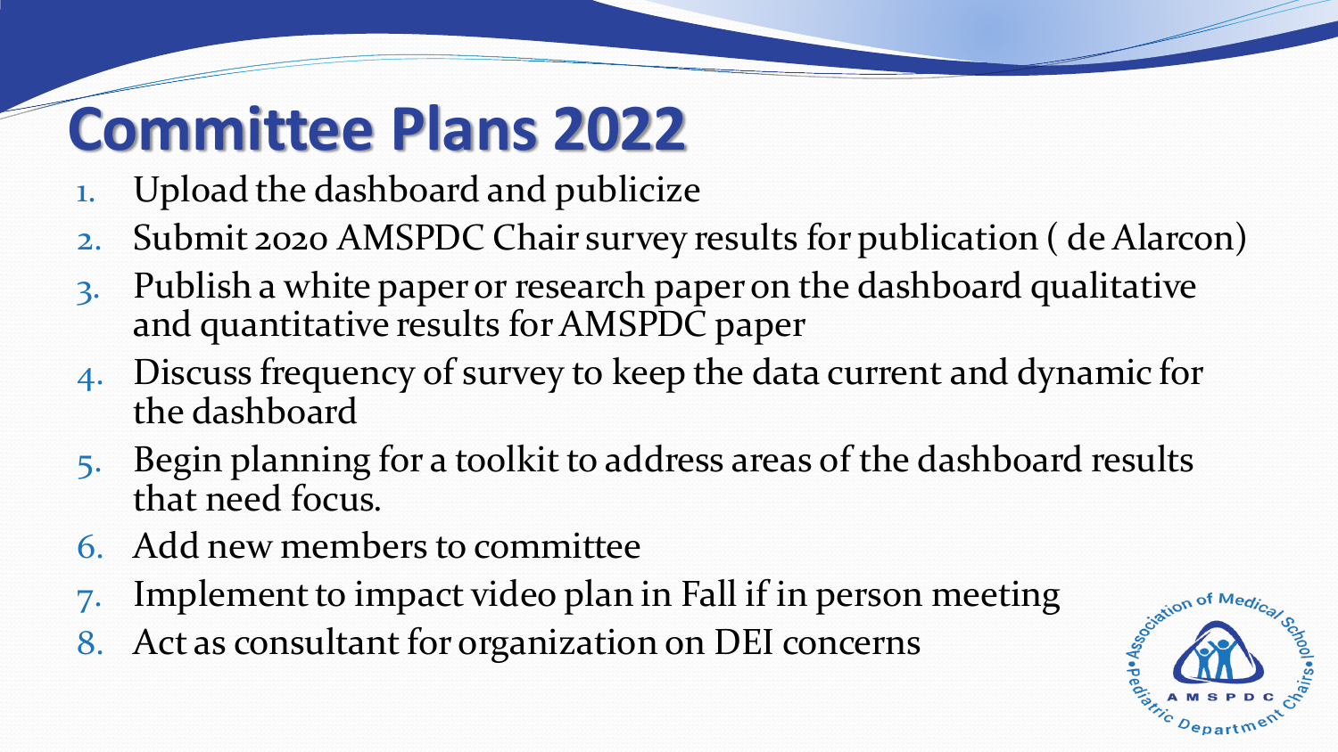# Committee Plans 2022

1. Upload the dashboard and publicize
2. Submit 2020 AMSPDC Chair survey results for publication ( de Alarcon)
3. Publish a white paper or research paper on the dashboard qualitative and quantitative results for AMSPDC paper
4. Discuss frequency of survey to keep the data current and dynamic for the dashboard
5. Begin planning for a toolkit to address areas of the dashboard results that need focus.
6. Add new members to committee
7. Implement to impact video plan in Fall if in person meeting
8. Act as consultant for organization on DEI concerns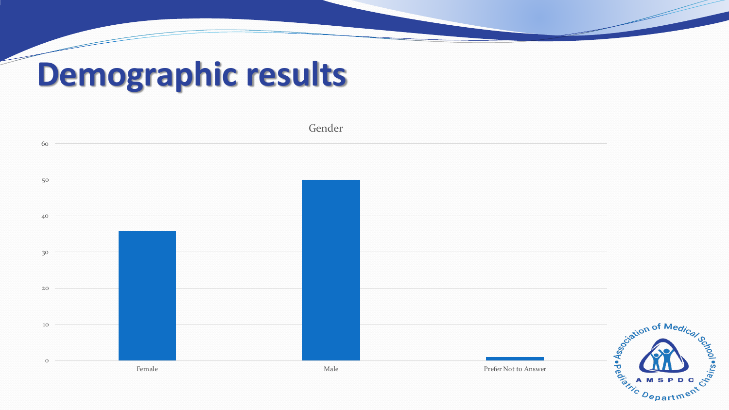# Demographic results

Gender

| | Female | Male | Prefer Not to Answer |
|---|---|---|---|
| Count | 36 | 50 | 1 |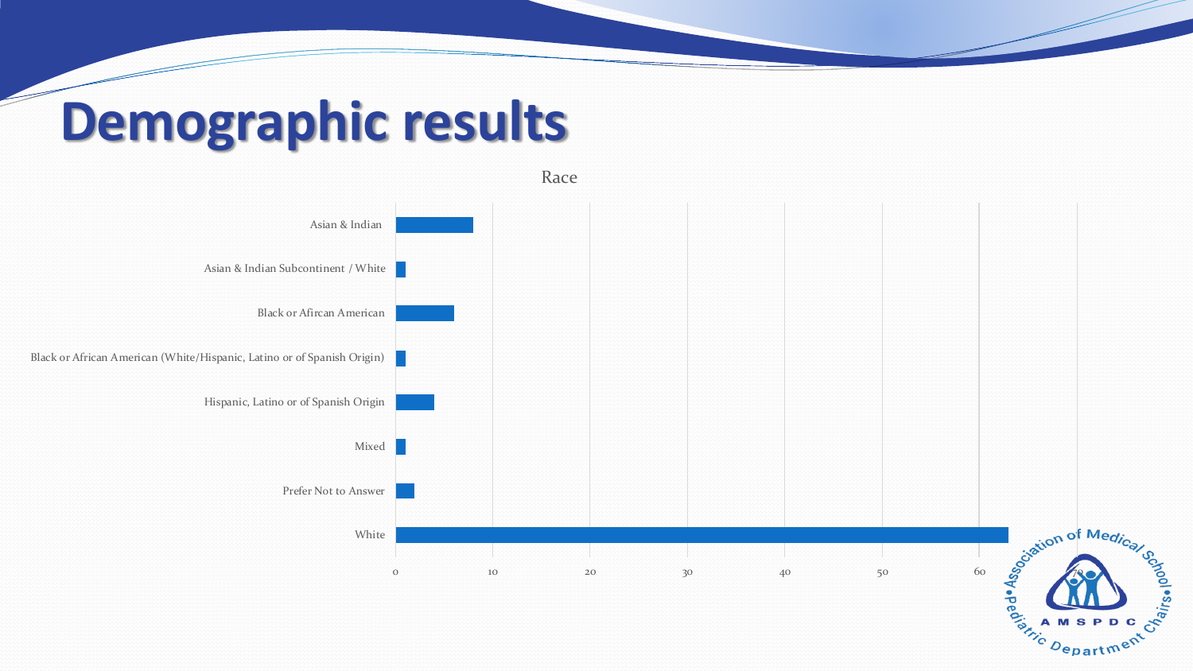# Demographic results

Race

| Category | Value |
|---|---|
| Asian & Indian | 8 |
| Asian & Indian Subcontinent / White | 1 |
| Black or Afircan American | 6 |
| Black or African American (White/Hispanic, Latino or of Spanish Origin) | 1 |
| Hispanic, Latino or of Spanish Origin | 4 |
| Mixed | 1 |
| Prefer Not to Answer | 2 |
| White | 63 |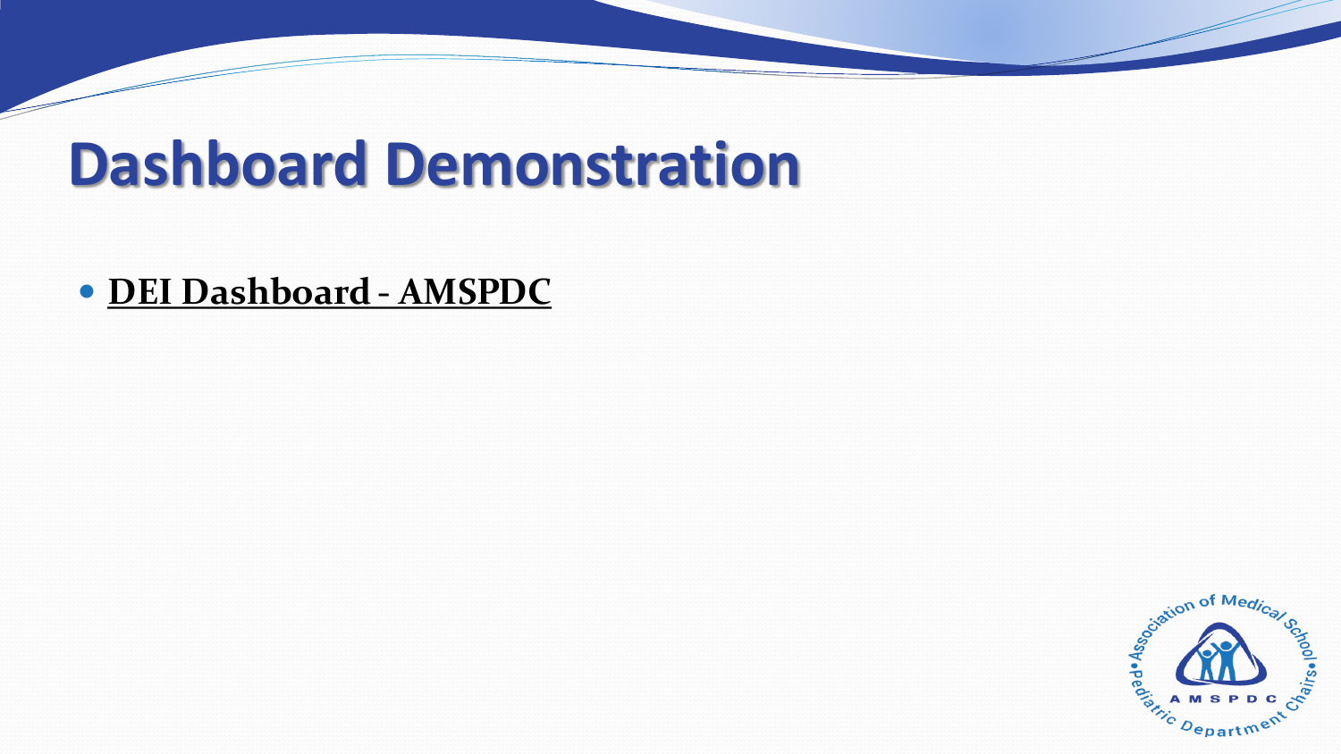# Dashboard Demonstration

- **DEI Dashboard - AMSPDC**